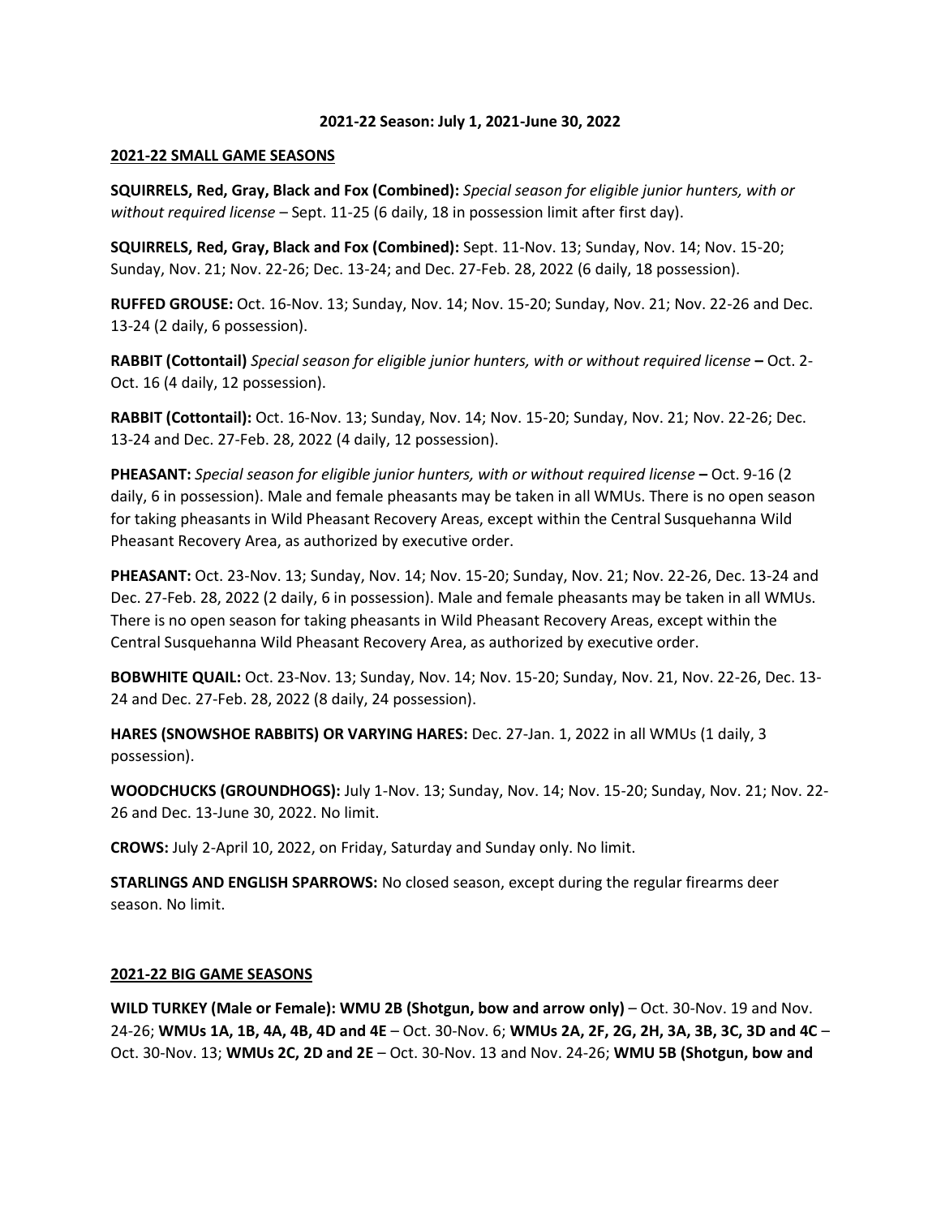**2021-22 Season: July 1, 2021-June 30, 2022**

**2021-22 SMALL GAME SEASONS**

**SQUIRRELS, Red, Gray, Black and Fox (Combined):** *Special season for eligible junior hunters, with or without required license* – Sept. 11-25 (6 daily, 18 in possession limit after first day).

**SQUIRRELS, Red, Gray, Black and Fox (Combined):** Sept. 11-Nov. 13; Sunday, Nov. 14; Nov. 15-20; Sunday, Nov. 21; Nov. 22-26; Dec. 13-24; and Dec. 27-Feb. 28, 2022 (6 daily, 18 possession).

**RUFFED GROUSE:** Oct. 16-Nov. 13; Sunday, Nov. 14; Nov. 15-20; Sunday, Nov. 21; Nov. 22-26 and Dec. 13-24 (2 daily, 6 possession).

**RABBIT (Cottontail)** *Special season for eligible junior hunters, with or without required license* **–** Oct. 2-Oct. 16 (4 daily, 12 possession).

**RABBIT (Cottontail):** Oct. 16-Nov. 13; Sunday, Nov. 14; Nov. 15-20; Sunday, Nov. 21; Nov. 22-26; Dec. 13-24 and Dec. 27-Feb. 28, 2022 (4 daily, 12 possession).

**PHEASANT:** *Special season for eligible junior hunters, with or without required license* **–** Oct. 9-16 (2 daily, 6 in possession). Male and female pheasants may be taken in all WMUs. There is no open season for taking pheasants in Wild Pheasant Recovery Areas, except within the Central Susquehanna Wild Pheasant Recovery Area, as authorized by executive order.

**PHEASANT:** Oct. 23-Nov. 13; Sunday, Nov. 14; Nov. 15-20; Sunday, Nov. 21; Nov. 22-26, Dec. 13-24 and Dec. 27-Feb. 28, 2022 (2 daily, 6 in possession). Male and female pheasants may be taken in all WMUs. There is no open season for taking pheasants in Wild Pheasant Recovery Areas, except within the Central Susquehanna Wild Pheasant Recovery Area, as authorized by executive order.

**BOBWHITE QUAIL:** Oct. 23-Nov. 13; Sunday, Nov. 14; Nov. 15-20; Sunday, Nov. 21, Nov. 22-26, Dec. 13-24 and Dec. 27-Feb. 28, 2022 (8 daily, 24 possession).

**HARES (SNOWSHOE RABBITS) OR VARYING HARES:** Dec. 27-Jan. 1, 2022 in all WMUs (1 daily, 3 possession).

**WOODCHUCKS (GROUNDHOGS):** July 1-Nov. 13; Sunday, Nov. 14; Nov. 15-20; Sunday, Nov. 21; Nov. 22-26 and Dec. 13-June 30, 2022. No limit.

**CROWS:** July 2-April 10, 2022, on Friday, Saturday and Sunday only. No limit.

**STARLINGS AND ENGLISH SPARROWS:** No closed season, except during the regular firearms deer season. No limit.

**2021-22 BIG GAME SEASONS**

**WILD TURKEY (Male or Female): WMU 2B (Shotgun, bow and arrow only)** – Oct. 30-Nov. 19 and Nov. 24-26; **WMUs 1A, 1B, 4A, 4B, 4D and 4E** – Oct. 30-Nov. 6; **WMUs 2A, 2F, 2G, 2H, 3A, 3B, 3C, 3D and 4C** – Oct. 30-Nov. 13; **WMUs 2C, 2D and 2E** – Oct. 30-Nov. 13 and Nov. 24-26; **WMU 5B (Shotgun, bow and**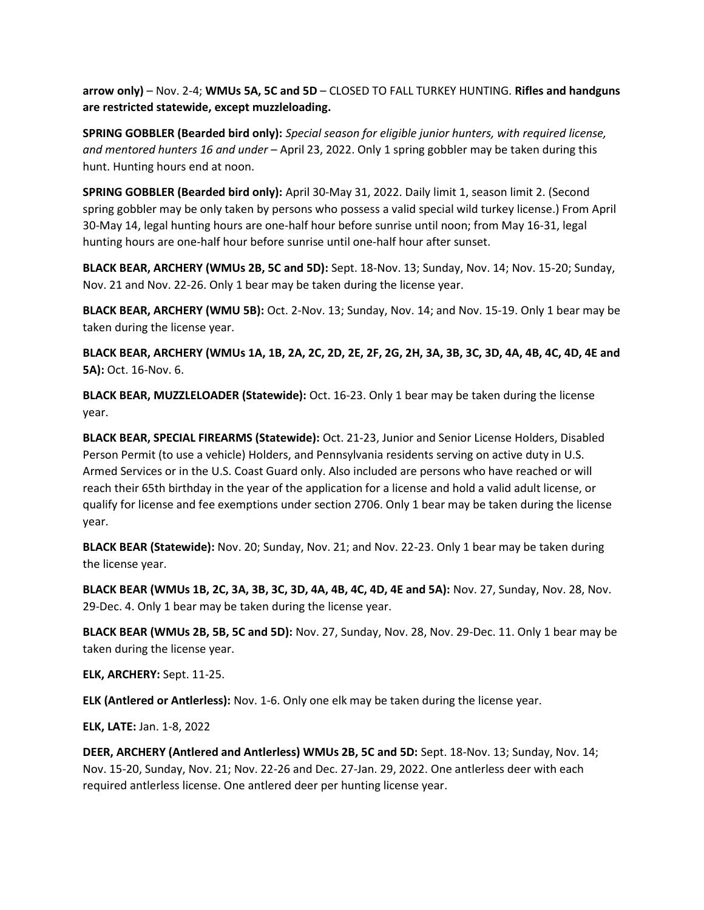**arrow only)** – Nov. 2-4; **WMUs 5A, 5C and 5D** – CLOSED TO FALL TURKEY HUNTING. **Rifles and handguns are restricted statewide, except muzzleloading.**

**SPRING GOBBLER (Bearded bird only):** *Special season for eligible junior hunters, with required license, and mentored hunters 16 and under* – April 23, 2022. Only 1 spring gobbler may be taken during this hunt. Hunting hours end at noon.

**SPRING GOBBLER (Bearded bird only):** April 30-May 31, 2022. Daily limit 1, season limit 2. (Second spring gobbler may be only taken by persons who possess a valid special wild turkey license.) From April 30-May 14, legal hunting hours are one-half hour before sunrise until noon; from May 16-31, legal hunting hours are one-half hour before sunrise until one-half hour after sunset.

**BLACK BEAR, ARCHERY (WMUs 2B, 5C and 5D):** Sept. 18-Nov. 13; Sunday, Nov. 14; Nov. 15-20; Sunday, Nov. 21 and Nov. 22-26. Only 1 bear may be taken during the license year.

**BLACK BEAR, ARCHERY (WMU 5B):** Oct. 2-Nov. 13; Sunday, Nov. 14; and Nov. 15-19. Only 1 bear may be taken during the license year.

**BLACK BEAR, ARCHERY (WMUs 1A, 1B, 2A, 2C, 2D, 2E, 2F, 2G, 2H, 3A, 3B, 3C, 3D, 4A, 4B, 4C, 4D, 4E and 5A):** Oct. 16-Nov. 6.

**BLACK BEAR, MUZZLELOADER (Statewide):** Oct. 16-23. Only 1 bear may be taken during the license year.

**BLACK BEAR, SPECIAL FIREARMS (Statewide):** Oct. 21-23, Junior and Senior License Holders, Disabled Person Permit (to use a vehicle) Holders, and Pennsylvania residents serving on active duty in U.S. Armed Services or in the U.S. Coast Guard only. Also included are persons who have reached or will reach their 65th birthday in the year of the application for a license and hold a valid adult license, or qualify for license and fee exemptions under section 2706. Only 1 bear may be taken during the license year.

**BLACK BEAR (Statewide):** Nov. 20; Sunday, Nov. 21; and Nov. 22-23. Only 1 bear may be taken during the license year.

**BLACK BEAR (WMUs 1B, 2C, 3A, 3B, 3C, 3D, 4A, 4B, 4C, 4D, 4E and 5A):** Nov. 27, Sunday, Nov. 28, Nov. 29-Dec. 4. Only 1 bear may be taken during the license year.

**BLACK BEAR (WMUs 2B, 5B, 5C and 5D):** Nov. 27, Sunday, Nov. 28, Nov. 29-Dec. 11. Only 1 bear may be taken during the license year.

**ELK, ARCHERY:** Sept. 11-25.

**ELK (Antlered or Antlerless):** Nov. 1-6. Only one elk may be taken during the license year.

**ELK, LATE:** Jan. 1-8, 2022

**DEER, ARCHERY (Antlered and Antlerless) WMUs 2B, 5C and 5D:** Sept. 18-Nov. 13; Sunday, Nov. 14; Nov. 15-20, Sunday, Nov. 21; Nov. 22-26 and Dec. 27-Jan. 29, 2022. One antlerless deer with each required antlerless license. One antlered deer per hunting license year.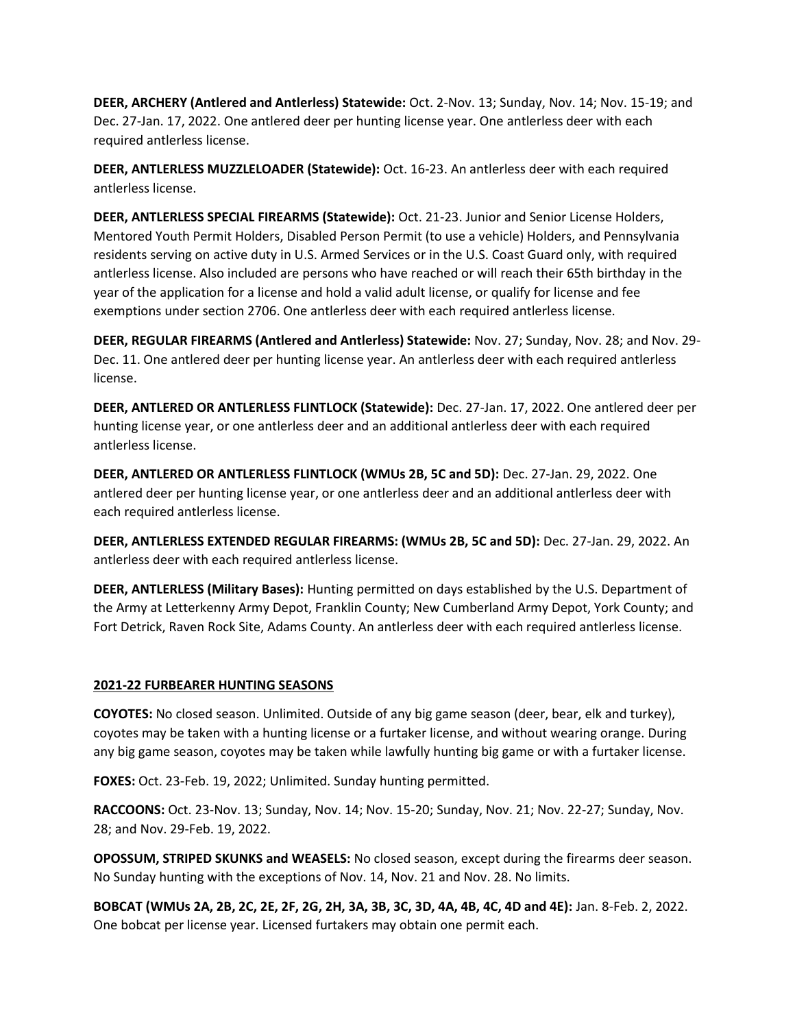**DEER, ARCHERY (Antlered and Antlerless) Statewide:** Oct. 2-Nov. 13; Sunday, Nov. 14; Nov. 15-19; and Dec. 27-Jan. 17, 2022. One antlered deer per hunting license year. One antlerless deer with each required antlerless license.

**DEER, ANTLERLESS MUZZLELOADER (Statewide):** Oct. 16-23. An antlerless deer with each required antlerless license.

**DEER, ANTLERLESS SPECIAL FIREARMS (Statewide):** Oct. 21-23. Junior and Senior License Holders, Mentored Youth Permit Holders, Disabled Person Permit (to use a vehicle) Holders, and Pennsylvania residents serving on active duty in U.S. Armed Services or in the U.S. Coast Guard only, with required antlerless license. Also included are persons who have reached or will reach their 65th birthday in the year of the application for a license and hold a valid adult license, or qualify for license and fee exemptions under section 2706. One antlerless deer with each required antlerless license.

**DEER, REGULAR FIREARMS (Antlered and Antlerless) Statewide:** Nov. 27; Sunday, Nov. 28; and Nov. 29-Dec. 11. One antlered deer per hunting license year. An antlerless deer with each required antlerless license.

**DEER, ANTLERED OR ANTLERLESS FLINTLOCK (Statewide):** Dec. 27-Jan. 17, 2022. One antlered deer per hunting license year, or one antlerless deer and an additional antlerless deer with each required antlerless license.

**DEER, ANTLERED OR ANTLERLESS FLINTLOCK (WMUs 2B, 5C and 5D):** Dec. 27-Jan. 29, 2022. One antlered deer per hunting license year, or one antlerless deer and an additional antlerless deer with each required antlerless license.

**DEER, ANTLERLESS EXTENDED REGULAR FIREARMS: (WMUs 2B, 5C and 5D):** Dec. 27-Jan. 29, 2022. An antlerless deer with each required antlerless license.

**DEER, ANTLERLESS (Military Bases):** Hunting permitted on days established by the U.S. Department of the Army at Letterkenny Army Depot, Franklin County; New Cumberland Army Depot, York County; and Fort Detrick, Raven Rock Site, Adams County. An antlerless deer with each required antlerless license.

## 2021-22 FURBEARER HUNTING SEASONS

**COYOTES:** No closed season. Unlimited. Outside of any big game season (deer, bear, elk and turkey), coyotes may be taken with a hunting license or a furtaker license, and without wearing orange. During any big game season, coyotes may be taken while lawfully hunting big game or with a furtaker license.

**FOXES:** Oct. 23-Feb. 19, 2022; Unlimited. Sunday hunting permitted.

**RACCOONS:** Oct. 23-Nov. 13; Sunday, Nov. 14; Nov. 15-20; Sunday, Nov. 21; Nov. 22-27; Sunday, Nov. 28; and Nov. 29-Feb. 19, 2022.

**OPOSSUM, STRIPED SKUNKS and WEASELS:** No closed season, except during the firearms deer season. No Sunday hunting with the exceptions of Nov. 14, Nov. 21 and Nov. 28. No limits.

**BOBCAT (WMUs 2A, 2B, 2C, 2E, 2F, 2G, 2H, 3A, 3B, 3C, 3D, 4A, 4B, 4C, 4D and 4E):** Jan. 8-Feb. 2, 2022. One bobcat per license year. Licensed furtakers may obtain one permit each.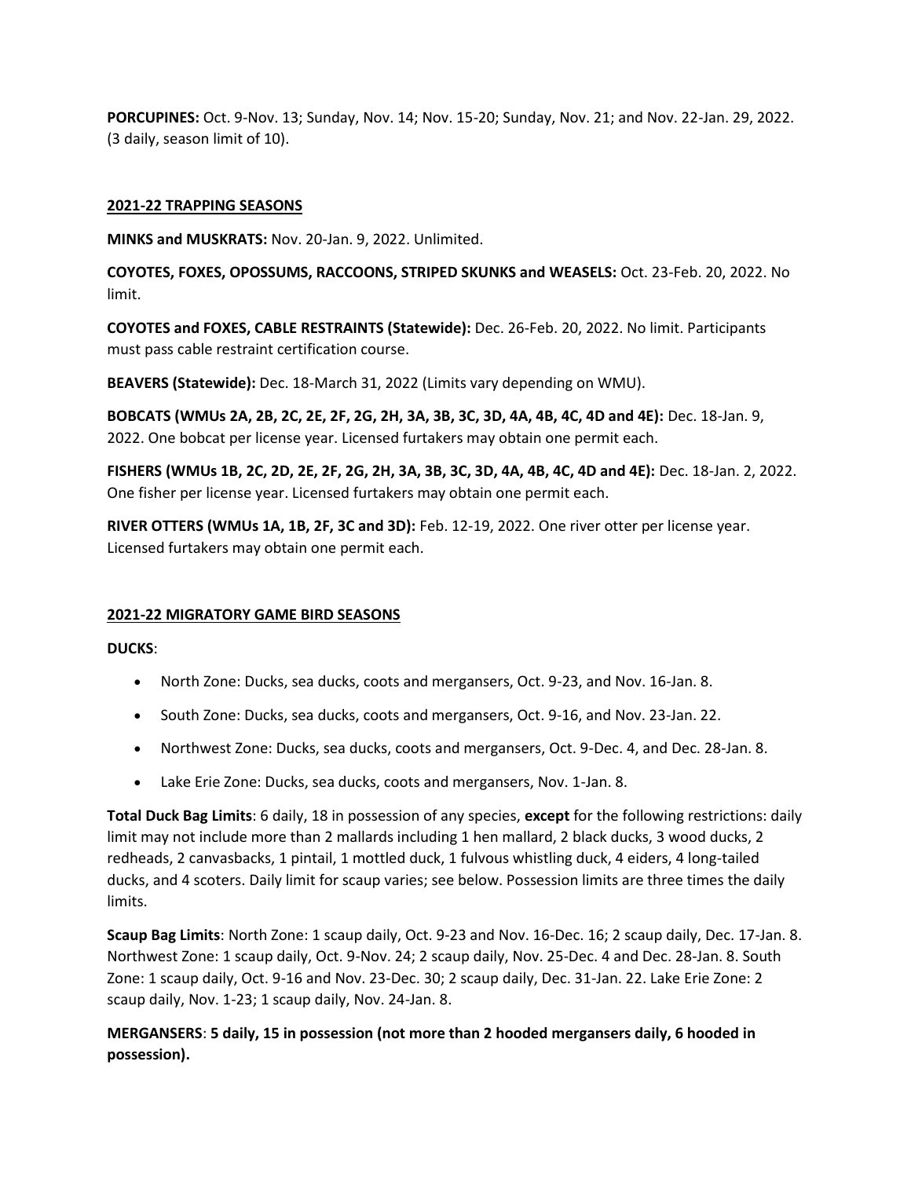**PORCUPINES:** Oct. 9-Nov. 13; Sunday, Nov. 14; Nov. 15-20; Sunday, Nov. 21; and Nov. 22-Jan. 29, 2022. (3 daily, season limit of 10).

## 2021-22 TRAPPING SEASONS

**MINKS and MUSKRATS:** Nov. 20-Jan. 9, 2022. Unlimited.

**COYOTES, FOXES, OPOSSUMS, RACCOONS, STRIPED SKUNKS and WEASELS:** Oct. 23-Feb. 20, 2022. No limit.

**COYOTES and FOXES, CABLE RESTRAINTS (Statewide):** Dec. 26-Feb. 20, 2022. No limit. Participants must pass cable restraint certification course.

**BEAVERS (Statewide):** Dec. 18-March 31, 2022 (Limits vary depending on WMU).

**BOBCATS (WMUs 2A, 2B, 2C, 2E, 2F, 2G, 2H, 3A, 3B, 3C, 3D, 4A, 4B, 4C, 4D and 4E):** Dec. 18-Jan. 9, 2022. One bobcat per license year. Licensed furtakers may obtain one permit each.

**FISHERS (WMUs 1B, 2C, 2D, 2E, 2F, 2G, 2H, 3A, 3B, 3C, 3D, 4A, 4B, 4C, 4D and 4E):** Dec. 18-Jan. 2, 2022. One fisher per license year. Licensed furtakers may obtain one permit each.

**RIVER OTTERS (WMUs 1A, 1B, 2F, 3C and 3D):** Feb. 12-19, 2022. One river otter per license year. Licensed furtakers may obtain one permit each.

## 2021-22 MIGRATORY GAME BIRD SEASONS

**DUCKS**:

- North Zone: Ducks, sea ducks, coots and mergansers, Oct. 9-23, and Nov. 16-Jan. 8.
- South Zone: Ducks, sea ducks, coots and mergansers, Oct. 9-16, and Nov. 23-Jan. 22.
- Northwest Zone: Ducks, sea ducks, coots and mergansers, Oct. 9-Dec. 4, and Dec. 28-Jan. 8.
- Lake Erie Zone: Ducks, sea ducks, coots and mergansers, Nov. 1-Jan. 8.

**Total Duck Bag Limits**: 6 daily, 18 in possession of any species, **except** for the following restrictions: daily limit may not include more than 2 mallards including 1 hen mallard, 2 black ducks, 3 wood ducks, 2 redheads, 2 canvasbacks, 1 pintail, 1 mottled duck, 1 fulvous whistling duck, 4 eiders, 4 long-tailed ducks, and 4 scoters. Daily limit for scaup varies; see below. Possession limits are three times the daily limits.

**Scaup Bag Limits**: North Zone: 1 scaup daily, Oct. 9-23 and Nov. 16-Dec. 16; 2 scaup daily, Dec. 17-Jan. 8. Northwest Zone: 1 scaup daily, Oct. 9-Nov. 24; 2 scaup daily, Nov. 25-Dec. 4 and Dec. 28-Jan. 8. South Zone: 1 scaup daily, Oct. 9-16 and Nov. 23-Dec. 30; 2 scaup daily, Dec. 31-Jan. 22. Lake Erie Zone: 2 scaup daily, Nov. 1-23; 1 scaup daily, Nov. 24-Jan. 8.

**MERGANSERS**: **5 daily, 15 in possession (not more than 2 hooded mergansers daily, 6 hooded in possession).**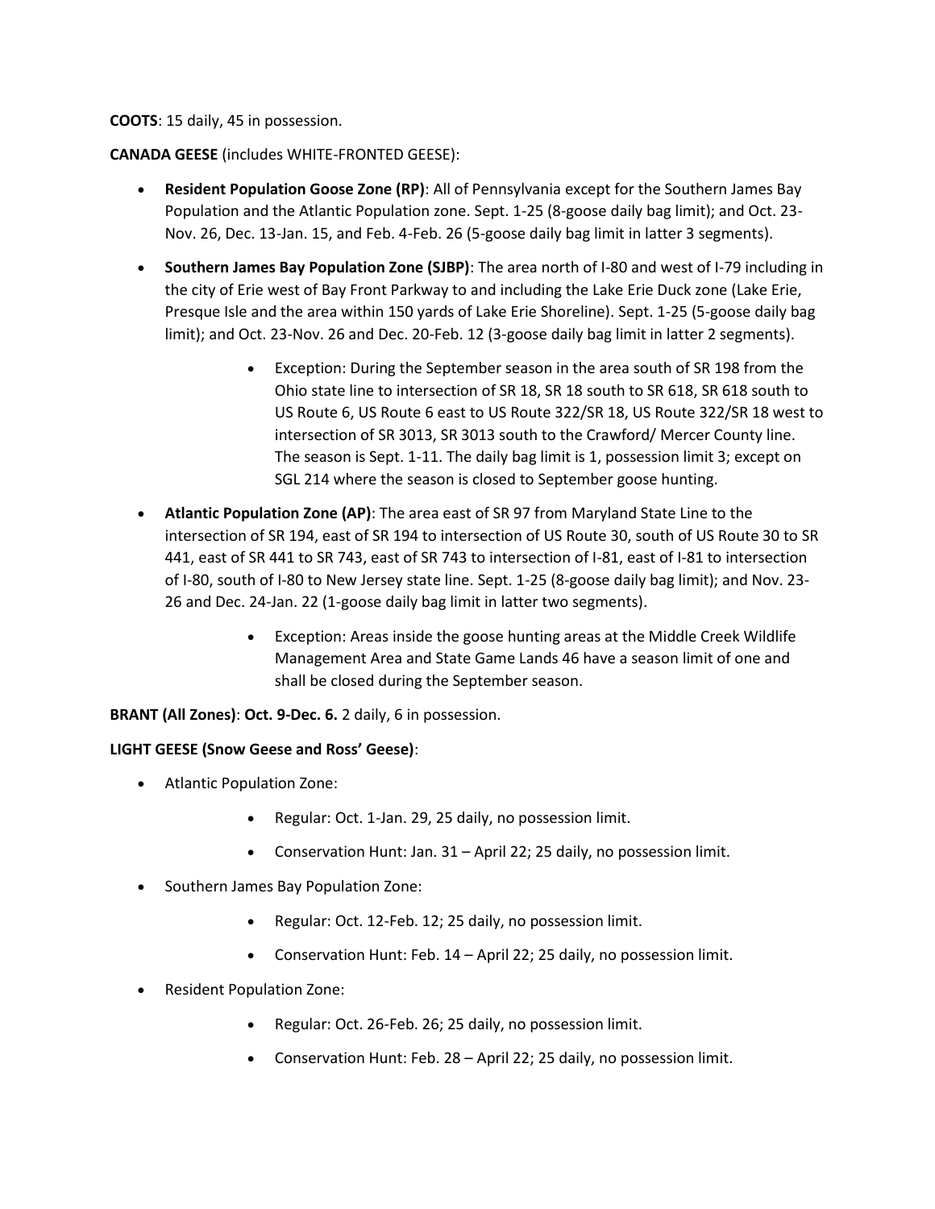**COOTS**: 15 daily, 45 in possession.

**CANADA GEESE** (includes WHITE-FRONTED GEESE):

- **Resident Population Goose Zone (RP)**: All of Pennsylvania except for the Southern James Bay Population and the Atlantic Population zone. Sept. 1-25 (8-goose daily bag limit); and Oct. 23-Nov. 26, Dec. 13-Jan. 15, and Feb. 4-Feb. 26 (5-goose daily bag limit in latter 3 segments).
- **Southern James Bay Population Zone (SJBP)**: The area north of I-80 and west of I-79 including in the city of Erie west of Bay Front Parkway to and including the Lake Erie Duck zone (Lake Erie, Presque Isle and the area within 150 yards of Lake Erie Shoreline). Sept. 1-25 (5-goose daily bag limit); and Oct. 23-Nov. 26 and Dec. 20-Feb. 12 (3-goose daily bag limit in latter 2 segments).
    - Exception: During the September season in the area south of SR 198 from the Ohio state line to intersection of SR 18, SR 18 south to SR 618, SR 618 south to US Route 6, US Route 6 east to US Route 322/SR 18, US Route 322/SR 18 west to intersection of SR 3013, SR 3013 south to the Crawford/ Mercer County line. The season is Sept. 1-11. The daily bag limit is 1, possession limit 3; except on SGL 214 where the season is closed to September goose hunting.
- **Atlantic Population Zone (AP)**: The area east of SR 97 from Maryland State Line to the intersection of SR 194, east of SR 194 to intersection of US Route 30, south of US Route 30 to SR 441, east of SR 441 to SR 743, east of SR 743 to intersection of I-81, east of I-81 to intersection of I-80, south of I-80 to New Jersey state line. Sept. 1-25 (8-goose daily bag limit); and Nov. 23-26 and Dec. 24-Jan. 22 (1-goose daily bag limit in latter two segments).
    - Exception: Areas inside the goose hunting areas at the Middle Creek Wildlife Management Area and State Game Lands 46 have a season limit of one and shall be closed during the September season.

**BRANT (All Zones)**: **Oct. 9-Dec. 6.** 2 daily, 6 in possession.

**LIGHT GEESE (Snow Geese and Ross' Geese)**:

- Atlantic Population Zone:
    - Regular: Oct. 1-Jan. 29, 25 daily, no possession limit.
    - Conservation Hunt: Jan. 31 – April 22; 25 daily, no possession limit.
- Southern James Bay Population Zone:
    - Regular: Oct. 12-Feb. 12; 25 daily, no possession limit.
    - Conservation Hunt: Feb. 14 – April 22; 25 daily, no possession limit.
- Resident Population Zone:
    - Regular: Oct. 26-Feb. 26; 25 daily, no possession limit.
    - Conservation Hunt: Feb. 28 – April 22; 25 daily, no possession limit.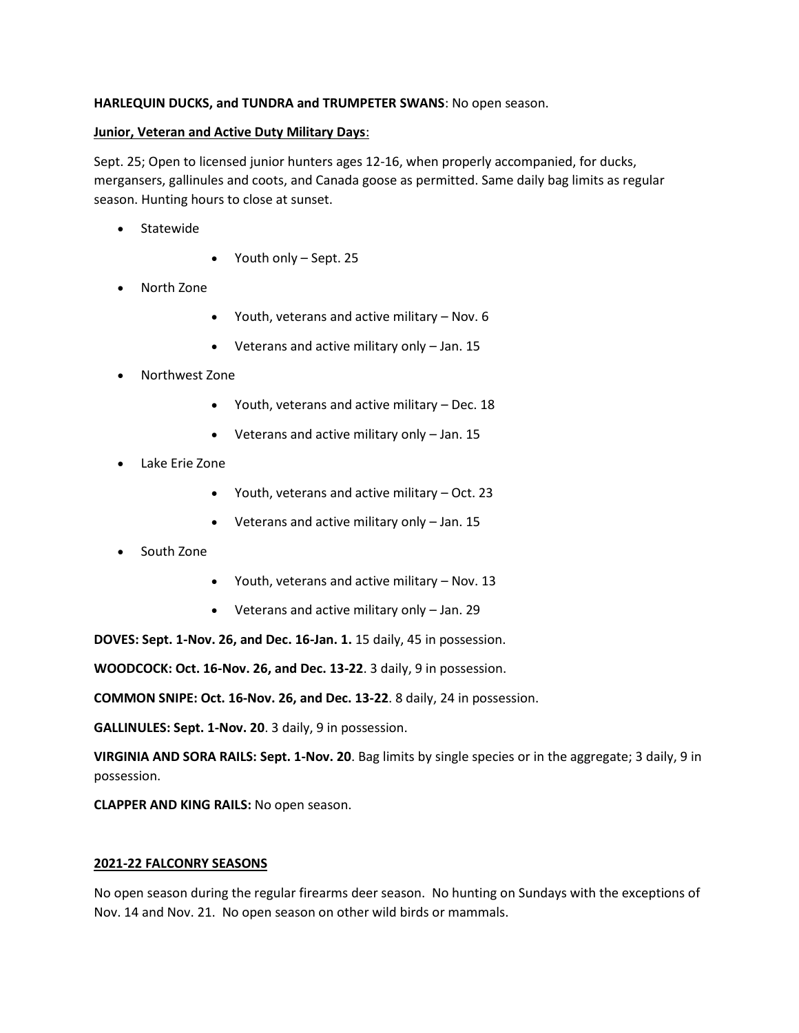**HARLEQUIN DUCKS, and TUNDRA and TRUMPETER SWANS**: No open season.

**<u>Junior, Veteran and Active Duty Military Days</u>**:

Sept. 25; Open to licensed junior hunters ages 12-16, when properly accompanied, for ducks, mergansers, gallinules and coots, and Canada goose as permitted. Same daily bag limits as regular season. Hunting hours to close at sunset.

- Statewide
    - Youth only – Sept. 25
- North Zone
    - Youth, veterans and active military – Nov. 6
    - Veterans and active military only – Jan. 15
- Northwest Zone
    - Youth, veterans and active military – Dec. 18
    - Veterans and active military only – Jan. 15
- Lake Erie Zone
    - Youth, veterans and active military – Oct. 23
    - Veterans and active military only – Jan. 15
- South Zone
    - Youth, veterans and active military – Nov. 13
    - Veterans and active military only – Jan. 29

**DOVES: Sept. 1-Nov. 26, and Dec. 16-Jan. 1.** 15 daily, 45 in possession.

**WOODCOCK: Oct. 16-Nov. 26, and Dec. 13-22**. 3 daily, 9 in possession.

**COMMON SNIPE: Oct. 16-Nov. 26, and Dec. 13-22**. 8 daily, 24 in possession.

**GALLINULES: Sept. 1-Nov. 20**. 3 daily, 9 in possession.

**VIRGINIA AND SORA RAILS: Sept. 1-Nov. 20**. Bag limits by single species or in the aggregate; 3 daily, 9 in possession.

**CLAPPER AND KING RAILS:** No open season.

**<u>2021-22 FALCONRY SEASONS</u>**

No open season during the regular firearms deer season. No hunting on Sundays with the exceptions of Nov. 14 and Nov. 21. No open season on other wild birds or mammals.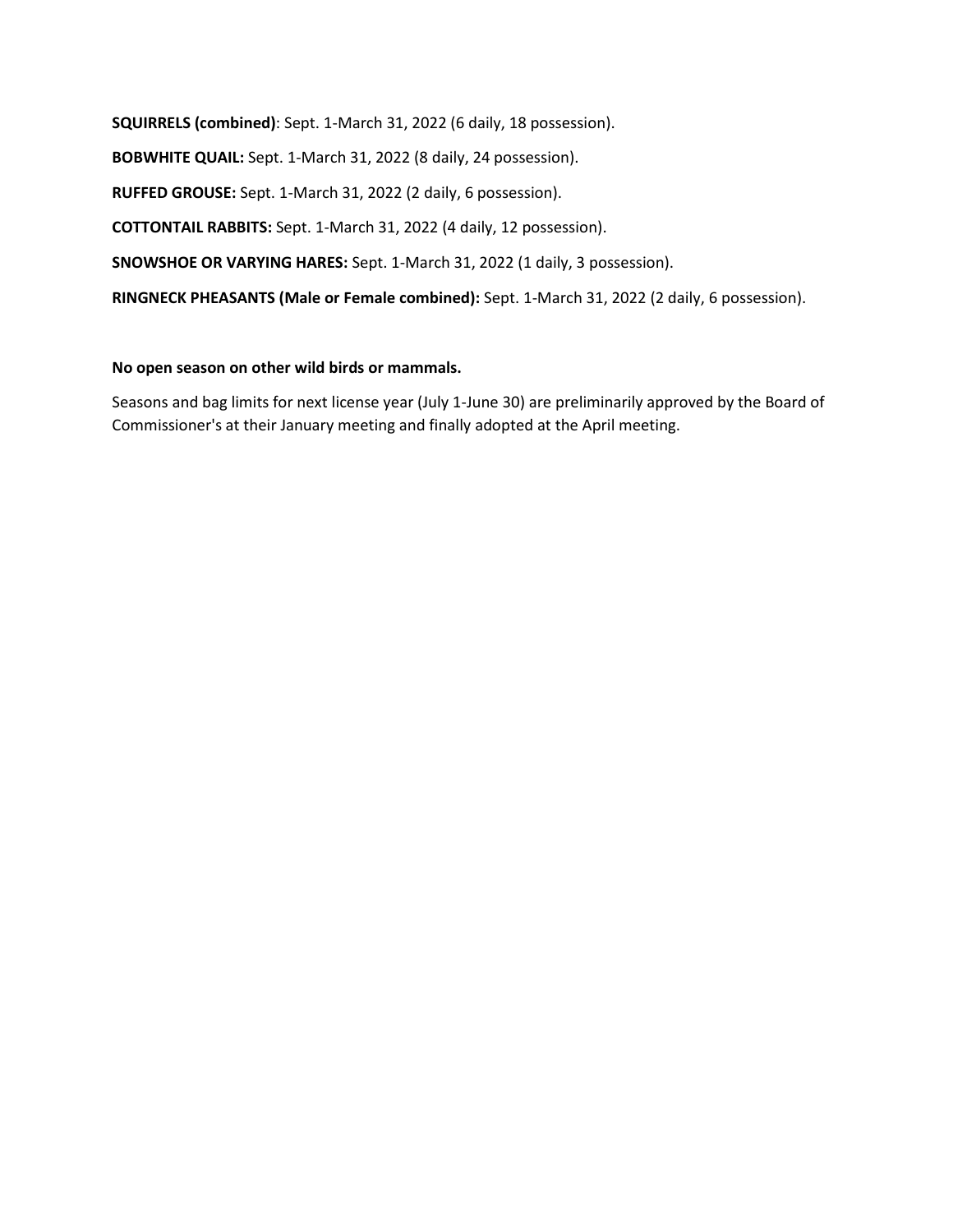**SQUIRRELS (combined)**: Sept. 1-March 31, 2022 (6 daily, 18 possession).

**BOBWHITE QUAIL:** Sept. 1-March 31, 2022 (8 daily, 24 possession).

**RUFFED GROUSE:** Sept. 1-March 31, 2022 (2 daily, 6 possession).

**COTTONTAIL RABBITS:** Sept. 1-March 31, 2022 (4 daily, 12 possession).

**SNOWSHOE OR VARYING HARES:** Sept. 1-March 31, 2022 (1 daily, 3 possession).

**RINGNECK PHEASANTS (Male or Female combined):** Sept. 1-March 31, 2022 (2 daily, 6 possession).

**No open season on other wild birds or mammals.**

Seasons and bag limits for next license year (July 1-June 30) are preliminarily approved by the Board of Commissioner's at their January meeting and finally adopted at the April meeting.